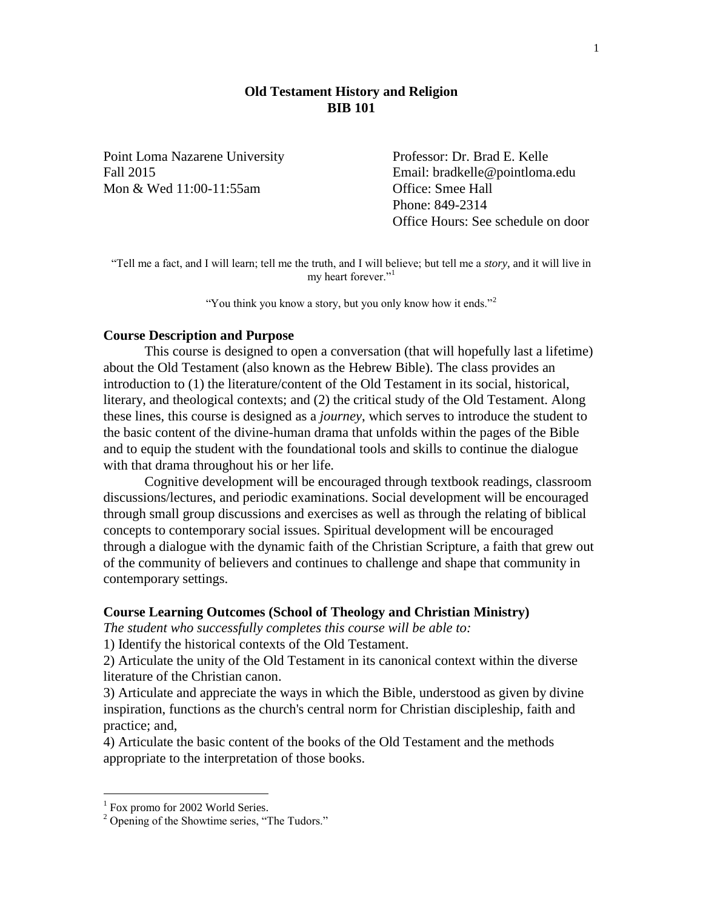# Old Testament History and Religion
# BIB 101

Point Loma Nazarene University
Fall 2015
Mon & Wed 11:00-11:55am

Professor: Dr. Brad E. Kelle
Email: bradkelle@pointloma.edu
Office: Smee Hall
Phone: 849-2314
Office Hours: See schedule on door

"Tell me a fact, and I will learn; tell me the truth, and I will believe; but tell me a *story*, and it will live in my heart forever."[1]

"You think you know a story, but you only know how it ends."[2]

### Course Description and Purpose

This course is designed to open a conversation (that will hopefully last a lifetime) about the Old Testament (also known as the Hebrew Bible). The class provides an introduction to (1) the literature/content of the Old Testament in its social, historical, literary, and theological contexts; and (2) the critical study of the Old Testament. Along these lines, this course is designed as a *journey*, which serves to introduce the student to the basic content of the divine-human drama that unfolds within the pages of the Bible and to equip the student with the foundational tools and skills to continue the dialogue with that drama throughout his or her life.

Cognitive development will be encouraged through textbook readings, classroom discussions/lectures, and periodic examinations. Social development will be encouraged through small group discussions and exercises as well as through the relating of biblical concepts to contemporary social issues. Spiritual development will be encouraged through a dialogue with the dynamic faith of the Christian Scripture, a faith that grew out of the community of believers and continues to challenge and shape that community in contemporary settings.

### Course Learning Outcomes (School of Theology and Christian Ministry)

*The student who successfully completes this course will be able to:*

1) Identify the historical contexts of the Old Testament.
2) Articulate the unity of the Old Testament in its canonical context within the diverse literature of the Christian canon.
3) Articulate and appreciate the ways in which the Bible, understood as given by divine inspiration, functions as the church's central norm for Christian discipleship, faith and practice; and,
4) Articulate the basic content of the books of the Old Testament and the methods appropriate to the interpretation of those books.

---

[1] Fox promo for 2002 World Series.
[2] Opening of the Showtime series, "The Tudors."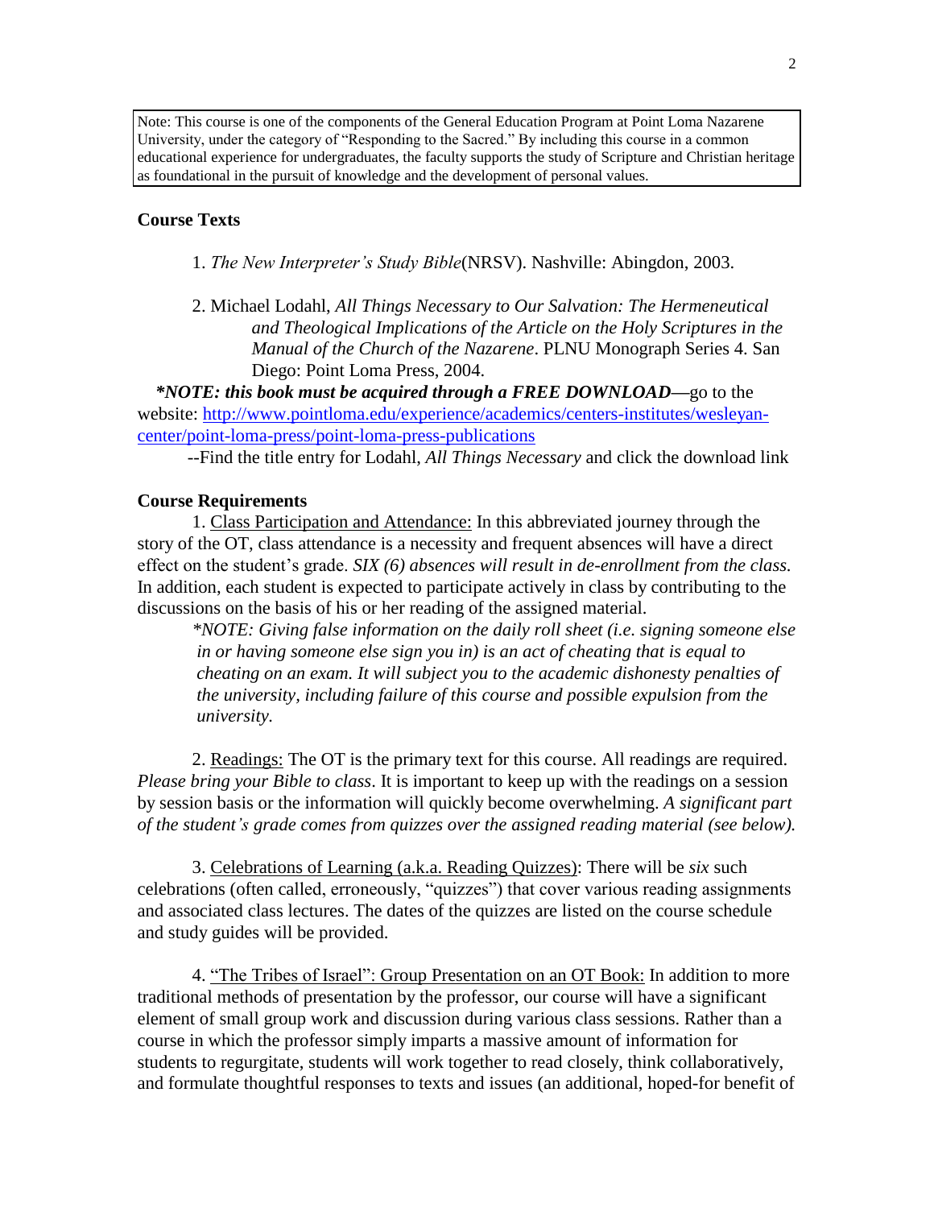> Note: This course is one of the components of the General Education Program at Point Loma Nazarene University, under the category of "Responding to the Sacred." By including this course in a common educational experience for undergraduates, the faculty supports the study of Scripture and Christian heritage as foundational in the pursuit of knowledge and the development of personal values.

**Course Texts**

1. *The New Interpreter's Study Bible*(NRSV). Nashville: Abingdon, 2003.

2. Michael Lodahl, *All Things Necessary to Our Salvation: The Hermeneutical and Theological Implications of the Article on the Holy Scriptures in the Manual of the Church of the Nazarene*. PLNU Monograph Series 4. San Diego: Point Loma Press, 2004.

***NOTE: this book must be acquired through a FREE DOWNLOAD***—go to the website: [http://www.pointloma.edu/experience/academics/centers-institutes/wesleyan-center/point-loma-press/point-loma-press-publications](http://www.pointloma.edu/experience/academics/centers-institutes/wesleyan-center/point-loma-press/point-loma-press-publications)

--Find the title entry for Lodahl, *All Things Necessary* and click the download link

**Course Requirements**

1. Class Participation and Attendance: In this abbreviated journey through the story of the OT, class attendance is a necessity and frequent absences will have a direct effect on the student's grade. *SIX (6) absences will result in de-enrollment from the class.* In addition, each student is expected to participate actively in class by contributing to the discussions on the basis of his or her reading of the assigned material.

*\*NOTE: Giving false information on the daily roll sheet (i.e. signing someone else in or having someone else sign you in) is an act of cheating that is equal to cheating on an exam. It will subject you to the academic dishonesty penalties of the university, including failure of this course and possible expulsion from the university.*

2. Readings: The OT is the primary text for this course. All readings are required. *Please bring your Bible to class*. It is important to keep up with the readings on a session by session basis or the information will quickly become overwhelming. *A significant part of the student's grade comes from quizzes over the assigned reading material (see below).*

3. Celebrations of Learning (a.k.a. Reading Quizzes): There will be *six* such celebrations (often called, erroneously, "quizzes") that cover various reading assignments and associated class lectures. The dates of the quizzes are listed on the course schedule and study guides will be provided.

4. "The Tribes of Israel": Group Presentation on an OT Book: In addition to more traditional methods of presentation by the professor, our course will have a significant element of small group work and discussion during various class sessions. Rather than a course in which the professor simply imparts a massive amount of information for students to regurgitate, students will work together to read closely, think collaboratively, and formulate thoughtful responses to texts and issues (an additional, hoped-for benefit of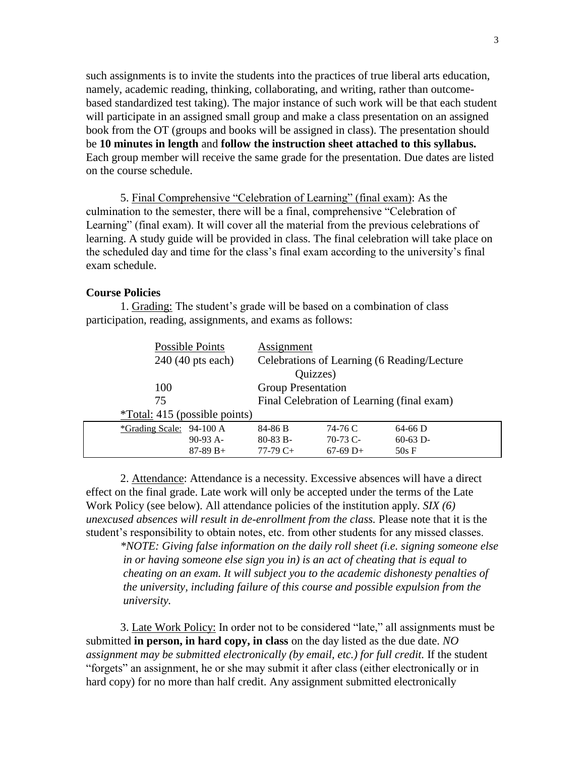such assignments is to invite the students into the practices of true liberal arts education, namely, academic reading, thinking, collaborating, and writing, rather than outcome-based standardized test taking). The major instance of such work will be that each student will participate in an assigned small group and make a class presentation on an assigned book from the OT (groups and books will be assigned in class). The presentation should be **10 minutes in length** and **follow the instruction sheet attached to this syllabus.** Each group member will receive the same grade for the presentation. Due dates are listed on the course schedule.

5. Final Comprehensive "Celebration of Learning" (final exam): As the culmination to the semester, there will be a final, comprehensive "Celebration of Learning" (final exam). It will cover all the material from the previous celebrations of learning. A study guide will be provided in class. The final celebration will take place on the scheduled day and time for the class's final exam according to the university's final exam schedule.

**Course Policies**

1. Grading: The student's grade will be based on a combination of class participation, reading, assignments, and exams as follows:

| Possible Points | Assignment |
|---|---|
| 240 (40 pts each) | Celebrations of Learning (6 Reading/Lecture Quizzes) |
| 100 | Group Presentation |
| 75 | Final Celebration of Learning (final exam) |
| *Total: 415 (possible points) | |

| *Grading Scale: | | | | |
|---|---|---|---|---|
| | 94-100 A | 84-86 B | 74-76 C | 64-66 D |
| | 90-93 A- | 80-83 B- | 70-73 C- | 60-63 D- |
| | 87-89 B+ | 77-79 C+ | 67-69 D+ | 50s F |

2. Attendance: Attendance is a necessity. Excessive absences will have a direct effect on the final grade. Late work will only be accepted under the terms of the Late Work Policy (see below). All attendance policies of the institution apply. *SIX (6) unexcused absences will result in de-enrollment from the class.* Please note that it is the student's responsibility to obtain notes, etc. from other students for any missed classes.

*\*NOTE: Giving false information on the daily roll sheet (i.e. signing someone else in or having someone else sign you in) is an act of cheating that is equal to cheating on an exam. It will subject you to the academic dishonesty penalties of the university, including failure of this course and possible expulsion from the university.*

3. Late Work Policy: In order not to be considered "late," all assignments must be submitted **in person, in hard copy, in class** on the day listed as the due date. *NO assignment may be submitted electronically (by email, etc.) for full credit.* If the student "forgets" an assignment, he or she may submit it after class (either electronically or in hard copy) for no more than half credit. Any assignment submitted electronically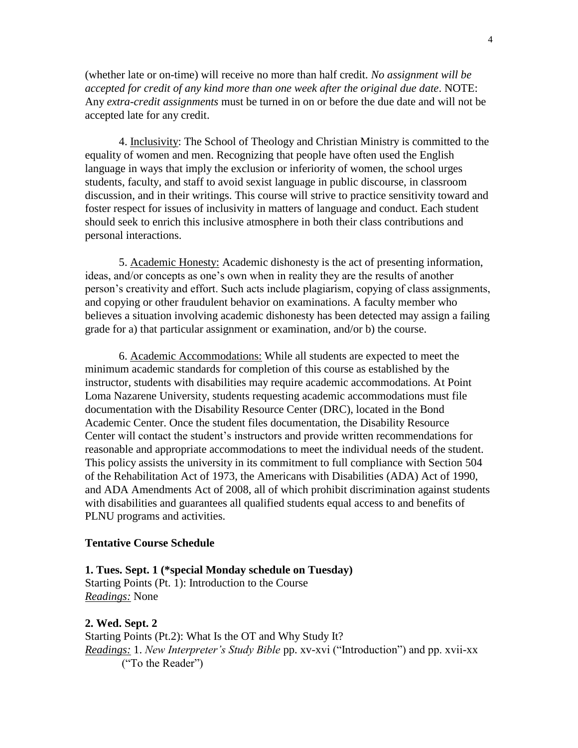(whether late or on-time) will receive no more than half credit. *No assignment will be accepted for credit of any kind more than one week after the original due date*. NOTE: Any *extra-credit assignments* must be turned in on or before the due date and will not be accepted late for any credit.

4. Inclusivity: The School of Theology and Christian Ministry is committed to the equality of women and men. Recognizing that people have often used the English language in ways that imply the exclusion or inferiority of women, the school urges students, faculty, and staff to avoid sexist language in public discourse, in classroom discussion, and in their writings. This course will strive to practice sensitivity toward and foster respect for issues of inclusivity in matters of language and conduct. Each student should seek to enrich this inclusive atmosphere in both their class contributions and personal interactions.

5. Academic Honesty: Academic dishonesty is the act of presenting information, ideas, and/or concepts as one's own when in reality they are the results of another person's creativity and effort. Such acts include plagiarism, copying of class assignments, and copying or other fraudulent behavior on examinations. A faculty member who believes a situation involving academic dishonesty has been detected may assign a failing grade for a) that particular assignment or examination, and/or b) the course.

6. Academic Accommodations: While all students are expected to meet the minimum academic standards for completion of this course as established by the instructor, students with disabilities may require academic accommodations. At Point Loma Nazarene University, students requesting academic accommodations must file documentation with the Disability Resource Center (DRC), located in the Bond Academic Center. Once the student files documentation, the Disability Resource Center will contact the student's instructors and provide written recommendations for reasonable and appropriate accommodations to meet the individual needs of the student. This policy assists the university in its commitment to full compliance with Section 504 of the Rehabilitation Act of 1973, the Americans with Disabilities (ADA) Act of 1990, and ADA Amendments Act of 2008, all of which prohibit discrimination against students with disabilities and guarantees all qualified students equal access to and benefits of PLNU programs and activities.

**Tentative Course Schedule**

**1. Tues. Sept. 1 (*special Monday schedule on Tuesday)**
Starting Points (Pt. 1): Introduction to the Course
*Readings:* None

**2. Wed. Sept. 2**
Starting Points (Pt.2): What Is the OT and Why Study It?
*Readings:* 1. *New Interpreter's Study Bible* pp. xv-xvi ("Introduction") and pp. xvii-xx ("To the Reader")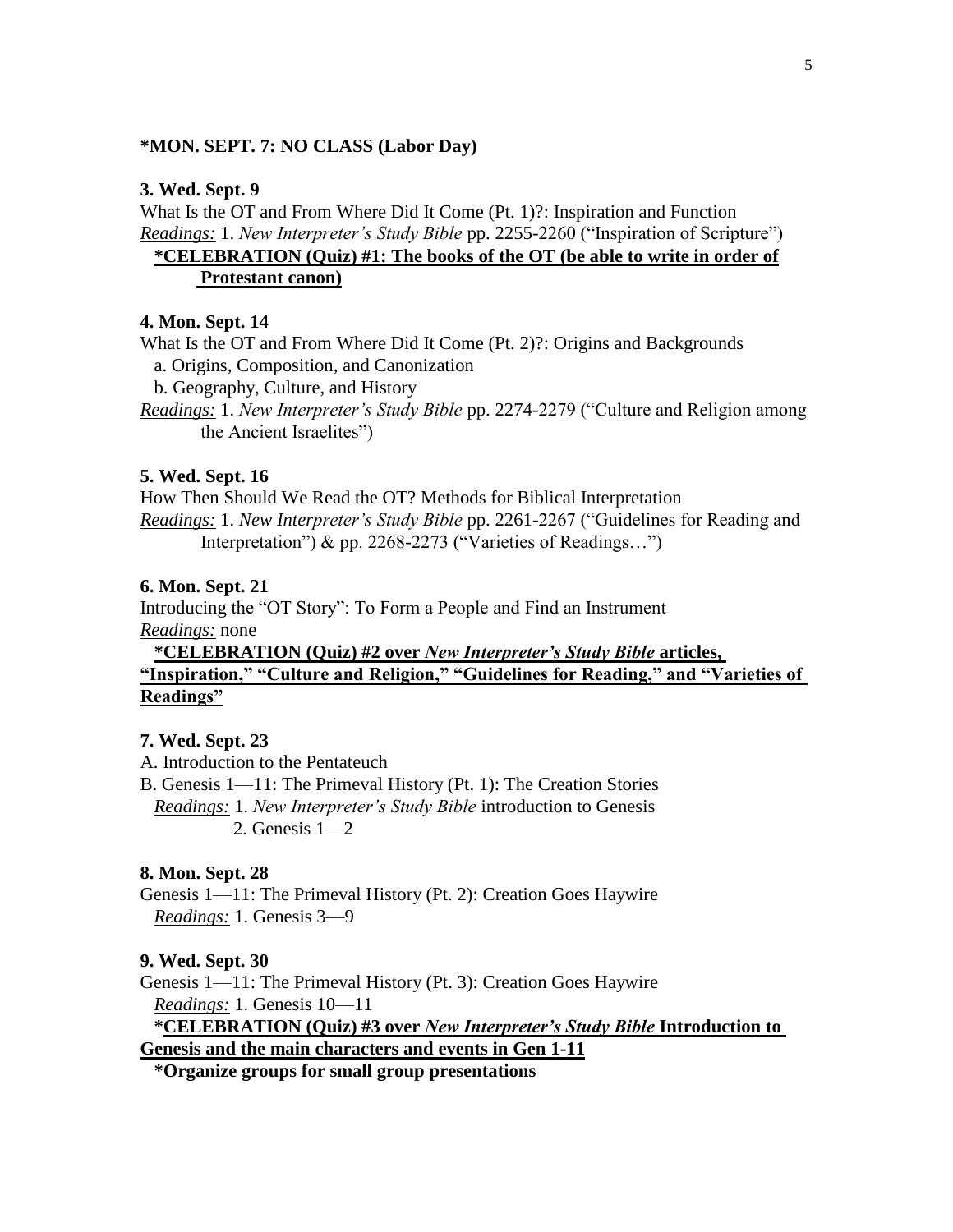**\*MON. SEPT. 7: NO CLASS (Labor Day)**

**3. Wed. Sept. 9**

What Is the OT and From Where Did It Come (Pt. 1)?: Inspiration and Function

<u>*Readings:*</u> 1. *New Interpreter's Study Bible* pp. 2255-2260 ("Inspiration of Scripture")

**<u>*CELEBRATION (Quiz) #1: The books of the OT (be able to write in order of Protestant canon)</u>**

**4. Mon. Sept. 14**

What Is the OT and From Where Did It Come (Pt. 2)?: Origins and Backgrounds

a. Origins, Composition, and Canonization

b. Geography, Culture, and History

<u>*Readings:*</u> 1. *New Interpreter's Study Bible* pp. 2274-2279 ("Culture and Religion among the Ancient Israelites")

**5. Wed. Sept. 16**

How Then Should We Read the OT? Methods for Biblical Interpretation

<u>*Readings:*</u> 1. *New Interpreter's Study Bible* pp. 2261-2267 ("Guidelines for Reading and Interpretation") & pp. 2268-2273 ("Varieties of Readings…")

**6. Mon. Sept. 21**

Introducing the "OT Story": To Form a People and Find an Instrument

<u>*Readings:*</u> none

**<u>*CELEBRATION (Quiz) #2 over *New Interpreter's Study Bible* articles, "Inspiration," "Culture and Religion," "Guidelines for Reading," and "Varieties of Readings"</u>**

**7. Wed. Sept. 23**

A. Introduction to the Pentateuch

B. Genesis 1—11: The Primeval History (Pt. 1): The Creation Stories

<u>*Readings:*</u> 1. *New Interpreter's Study Bible* introduction to Genesis
2. Genesis 1—2

**8. Mon. Sept. 28**

Genesis 1—11: The Primeval History (Pt. 2): Creation Goes Haywire

<u>*Readings:*</u> 1. Genesis 3—9

**9. Wed. Sept. 30**

Genesis 1—11: The Primeval History (Pt. 3): Creation Goes Haywire

<u>*Readings:*</u> 1. Genesis 10—11

**<u>*CELEBRATION (Quiz) #3 over *New Interpreter's Study Bible* Introduction to Genesis and the main characters and events in Gen 1-11</u>**

**\*Organize groups for small group presentations**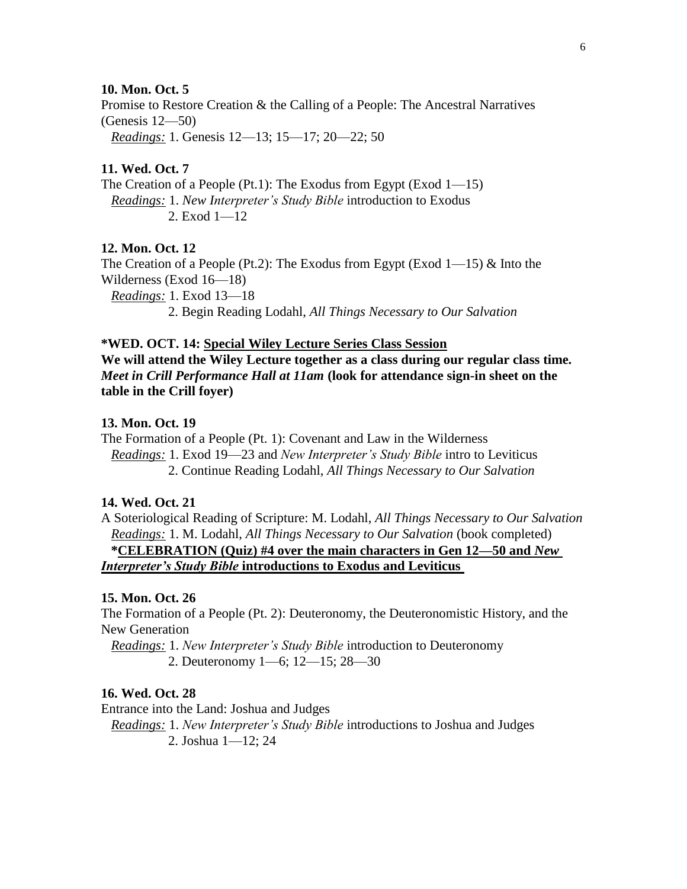**10. Mon. Oct. 5**

Promise to Restore Creation & the Calling of a People: The Ancestral Narratives (Genesis 12—50)

*Readings:* 1. Genesis 12—13; 15—17; 20—22; 50

**11. Wed. Oct. 7**

The Creation of a People (Pt.1): The Exodus from Egypt (Exod 1—15)

*Readings:* 1. *New Interpreter's Study Bible* introduction to Exodus
2. Exod 1—12

**12. Mon. Oct. 12**

The Creation of a People (Pt.2): The Exodus from Egypt (Exod 1—15) & Into the Wilderness (Exod 16—18)

*Readings:* 1. Exod 13—18
2. Begin Reading Lodahl, *All Things Necessary to Our Salvation*

**\*WED. OCT. 14: Special Wiley Lecture Series Class Session**

**We will attend the Wiley Lecture together as a class during our regular class time. *Meet in Crill Performance Hall at 11am* (look for attendance sign-in sheet on the table in the Crill foyer)**

**13. Mon. Oct. 19**

The Formation of a People (Pt. 1): Covenant and Law in the Wilderness

*Readings:* 1. Exod 19—23 and *New Interpreter's Study Bible* intro to Leviticus
2. Continue Reading Lodahl, *All Things Necessary to Our Salvation*

**14. Wed. Oct. 21**

A Soteriological Reading of Scripture: M. Lodahl, *All Things Necessary to Our Salvation*

*Readings:* 1. M. Lodahl, *All Things Necessary to Our Salvation* (book completed)

**\*CELEBRATION (Quiz) #4 over the main characters in Gen 12—50 and *New Interpreter's Study Bible* introductions to Exodus and Leviticus**

**15. Mon. Oct. 26**

The Formation of a People (Pt. 2): Deuteronomy, the Deuteronomistic History, and the New Generation

*Readings:* 1. *New Interpreter's Study Bible* introduction to Deuteronomy
2. Deuteronomy 1—6; 12—15; 28—30

**16. Wed. Oct. 28**

Entrance into the Land: Joshua and Judges

*Readings:* 1. *New Interpreter's Study Bible* introductions to Joshua and Judges
2. Joshua 1—12; 24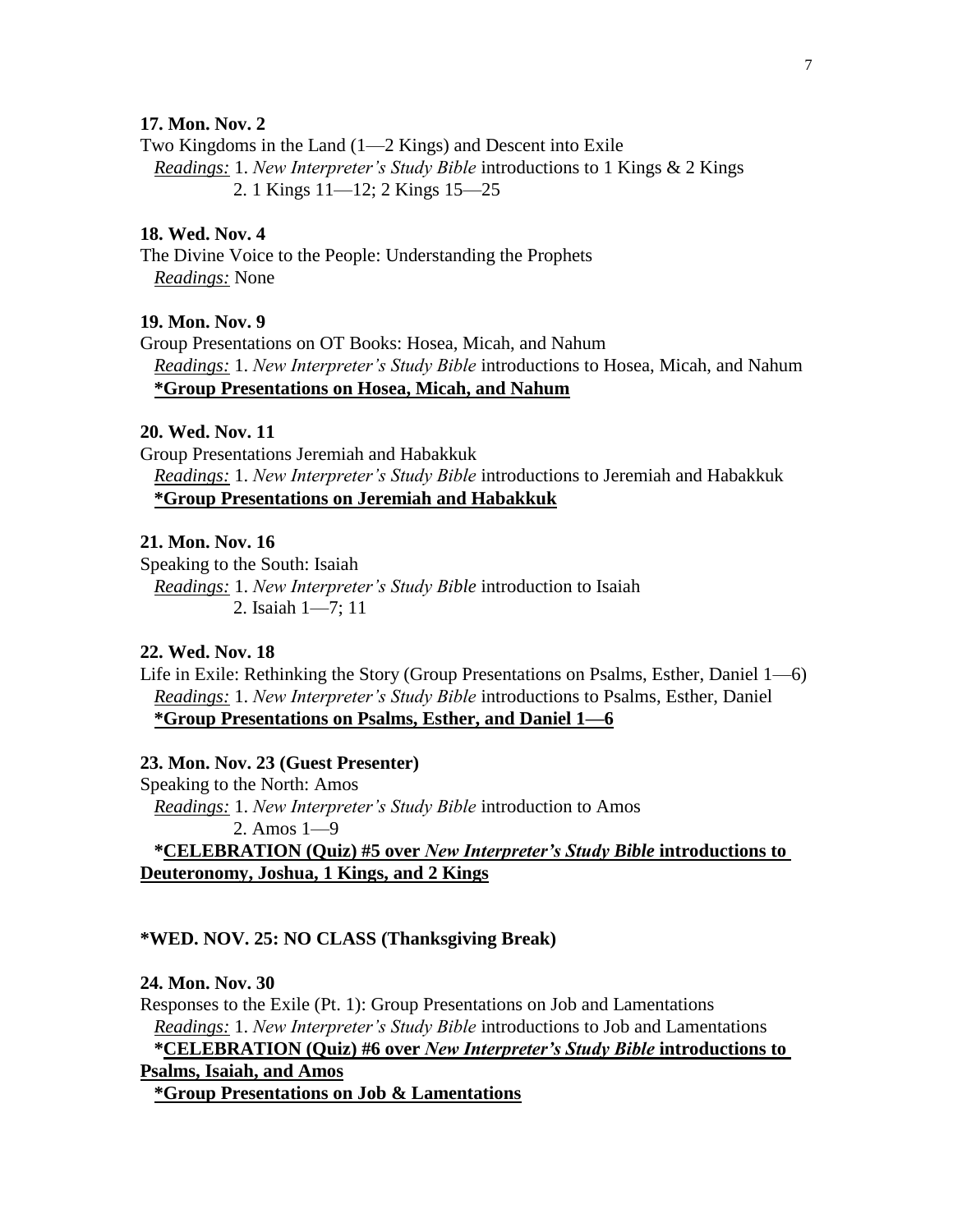**17. Mon. Nov. 2**

Two Kingdoms in the Land (1—2 Kings) and Descent into Exile

*Readings:* 1. *New Interpreter's Study Bible* introductions to 1 Kings & 2 Kings
2. 1 Kings 11—12; 2 Kings 15—25

**18. Wed. Nov. 4**

The Divine Voice to the People: Understanding the Prophets

*Readings:* None

**19. Mon. Nov. 9**

Group Presentations on OT Books: Hosea, Micah, and Nahum

*Readings:* 1. *New Interpreter's Study Bible* introductions to Hosea, Micah, and Nahum

**\*Group Presentations on Hosea, Micah, and Nahum**

**20. Wed. Nov. 11**

Group Presentations Jeremiah and Habakkuk

*Readings:* 1. *New Interpreter's Study Bible* introductions to Jeremiah and Habakkuk

**\*Group Presentations on Jeremiah and Habakkuk**

**21. Mon. Nov. 16**

Speaking to the South: Isaiah

*Readings:* 1. *New Interpreter's Study Bible* introduction to Isaiah
2. Isaiah 1—7; 11

**22. Wed. Nov. 18**

Life in Exile: Rethinking the Story (Group Presentations on Psalms, Esther, Daniel 1—6)

*Readings:* 1. *New Interpreter's Study Bible* introductions to Psalms, Esther, Daniel

**\*Group Presentations on Psalms, Esther, and Daniel 1—6**

**23. Mon. Nov. 23 (Guest Presenter)**

Speaking to the North: Amos

*Readings:* 1. *New Interpreter's Study Bible* introduction to Amos
2. Amos 1—9

**\*CELEBRATION (Quiz) #5 over *New Interpreter's Study Bible* introductions to Deuteronomy, Joshua, 1 Kings, and 2 Kings**

**\*WED. NOV. 25: NO CLASS (Thanksgiving Break)**

**24. Mon. Nov. 30**

Responses to the Exile (Pt. 1): Group Presentations on Job and Lamentations

*Readings:* 1. *New Interpreter's Study Bible* introductions to Job and Lamentations

**\*CELEBRATION (Quiz) #6 over *New Interpreter's Study Bible* introductions to Psalms, Isaiah, and Amos**

**\*Group Presentations on Job & Lamentations**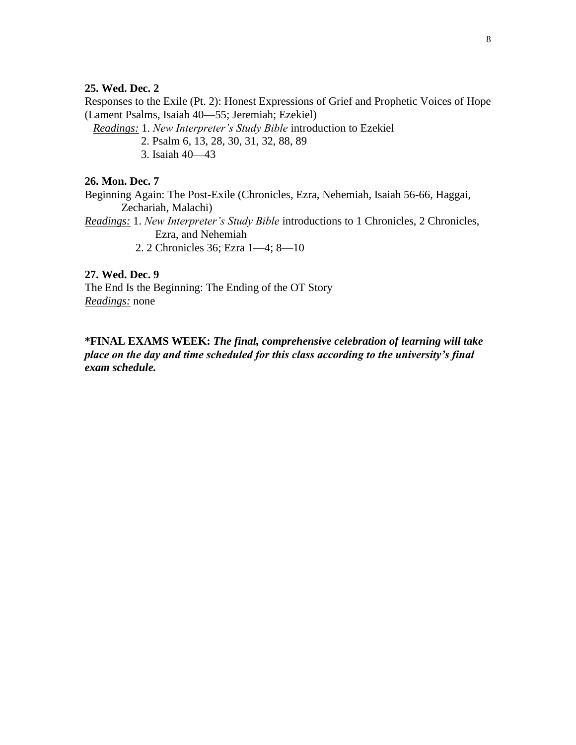**25. Wed. Dec. 2**

Responses to the Exile (Pt. 2): Honest Expressions of Grief and Prophetic Voices of Hope (Lament Psalms, Isaiah 40—55; Jeremiah; Ezekiel)

<u>*Readings:*</u> 1. *New Interpreter's Study Bible* introduction to Ezekiel
2. Psalm 6, 13, 28, 30, 31, 32, 88, 89
3. Isaiah 40—43

**26. Mon. Dec. 7**

Beginning Again: The Post-Exile (Chronicles, Ezra, Nehemiah, Isaiah 56-66, Haggai, Zechariah, Malachi)

<u>*Readings:*</u> 1. *New Interpreter's Study Bible* introductions to 1 Chronicles, 2 Chronicles, Ezra, and Nehemiah
2. 2 Chronicles 36; Ezra 1—4; 8—10

**27. Wed. Dec. 9**

The End Is the Beginning: The Ending of the OT Story

<u>*Readings:*</u> none

**\*FINAL EXAMS WEEK:** ***The final, comprehensive celebration of learning will take place on the day and time scheduled for this class according to the university's final exam schedule.***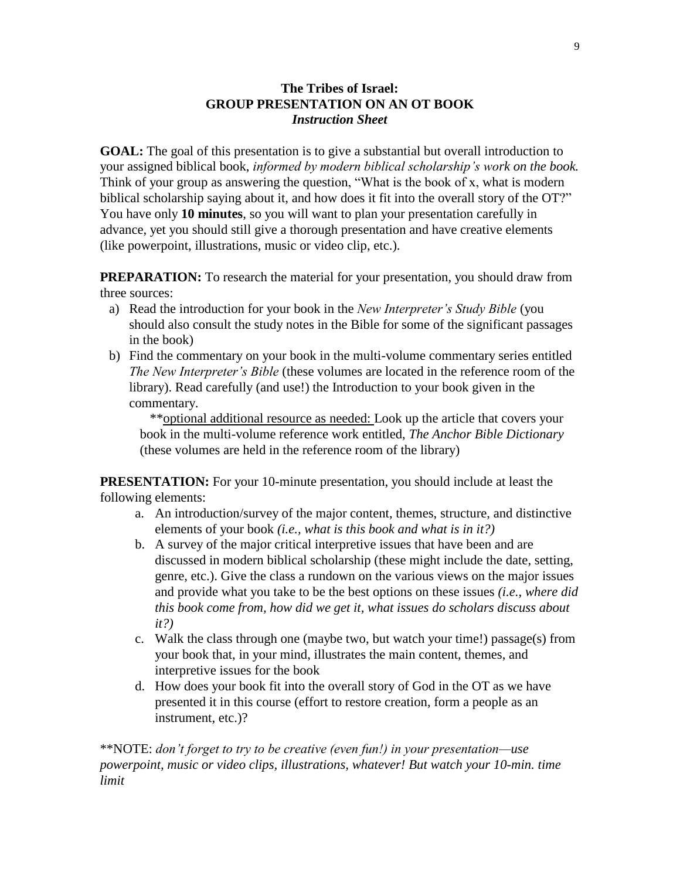# The Tribes of Israel:
# GROUP PRESENTATION ON AN OT BOOK
## *Instruction Sheet*

**GOAL:** The goal of this presentation is to give a substantial but overall introduction to your assigned biblical book, *informed by modern biblical scholarship's work on the book.* Think of your group as answering the question, "What is the book of x, what is modern biblical scholarship saying about it, and how does it fit into the overall story of the OT?" You have only **10 minutes**, so you will want to plan your presentation carefully in advance, yet you should still give a thorough presentation and have creative elements (like powerpoint, illustrations, music or video clip, etc.).

**PREPARATION:** To research the material for your presentation, you should draw from three sources:

a) Read the introduction for your book in the *New Interpreter's Study Bible* (you should also consult the study notes in the Bible for some of the significant passages in the book)

b) Find the commentary on your book in the multi-volume commentary series entitled *The New Interpreter's Bible* (these volumes are located in the reference room of the library). Read carefully (and use!) the Introduction to your book given in the commentary.

   **<u>optional additional resource as needed:</u> Look up the article that covers your book in the multi-volume reference work entitled, *The Anchor Bible Dictionary* (these volumes are held in the reference room of the library)

**PRESENTATION:** For your 10-minute presentation, you should include at least the following elements:

a. An introduction/survey of the major content, themes, structure, and distinctive elements of your book *(i.e., what is this book and what is in it?)*

b. A survey of the major critical interpretive issues that have been and are discussed in modern biblical scholarship (these might include the date, setting, genre, etc.). Give the class a rundown on the various views on the major issues and provide what you take to be the best options on these issues *(i.e., where did this book come from, how did we get it, what issues do scholars discuss about it?)*

c. Walk the class through one (maybe two, but watch your time!) passage(s) from your book that, in your mind, illustrates the main content, themes, and interpretive issues for the book

d. How does your book fit into the overall story of God in the OT as we have presented it in this course (effort to restore creation, form a people as an instrument, etc.)?

**NOTE: *don't forget to try to be creative (even fun!) in your presentation—use powerpoint, music or video clips, illustrations, whatever! But watch your 10-min. time limit*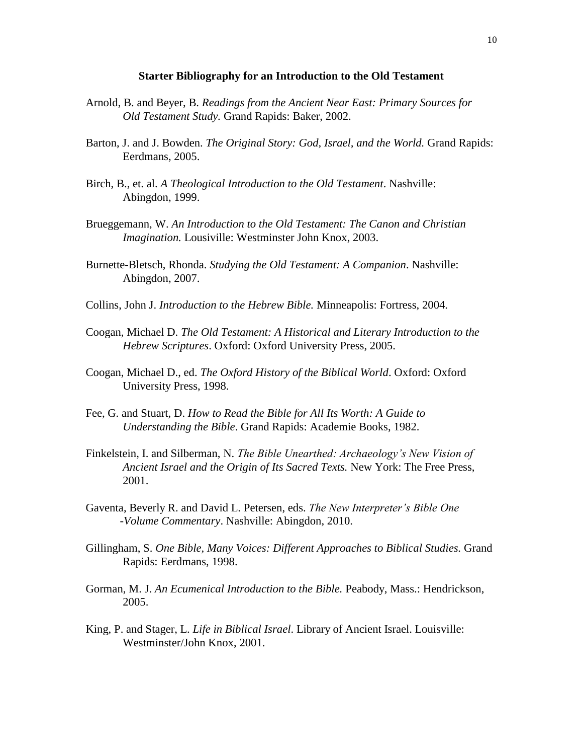**Starter Bibliography for an Introduction to the Old Testament**

Arnold, B. and Beyer, B. *Readings from the Ancient Near East: Primary Sources for Old Testament Study.* Grand Rapids: Baker, 2002.

Barton, J. and J. Bowden. *The Original Story: God, Israel, and the World.* Grand Rapids: Eerdmans, 2005.

Birch, B., et. al. *A Theological Introduction to the Old Testament*. Nashville: Abingdon, 1999.

Brueggemann, W. *An Introduction to the Old Testament: The Canon and Christian Imagination.* Lousiville: Westminster John Knox, 2003.

Burnette-Bletsch, Rhonda. *Studying the Old Testament: A Companion*. Nashville: Abingdon, 2007.

Collins, John J. *Introduction to the Hebrew Bible.* Minneapolis: Fortress, 2004.

Coogan, Michael D. *The Old Testament: A Historical and Literary Introduction to the Hebrew Scriptures*. Oxford: Oxford University Press, 2005.

Coogan, Michael D., ed. *The Oxford History of the Biblical World*. Oxford: Oxford University Press, 1998.

Fee, G. and Stuart, D. *How to Read the Bible for All Its Worth: A Guide to Understanding the Bible*. Grand Rapids: Academie Books, 1982.

Finkelstein, I. and Silberman, N. *The Bible Unearthed: Archaeology's New Vision of Ancient Israel and the Origin of Its Sacred Texts.* New York: The Free Press, 2001.

Gaventa, Beverly R. and David L. Petersen, eds. *The New Interpreter's Bible One -Volume Commentary*. Nashville: Abingdon, 2010.

Gillingham, S. *One Bible, Many Voices: Different Approaches to Biblical Studies.* Grand Rapids: Eerdmans, 1998.

Gorman, M. J. *An Ecumenical Introduction to the Bible.* Peabody, Mass.: Hendrickson, 2005.

King, P. and Stager, L. *Life in Biblical Israel*. Library of Ancient Israel. Louisville: Westminster/John Knox, 2001.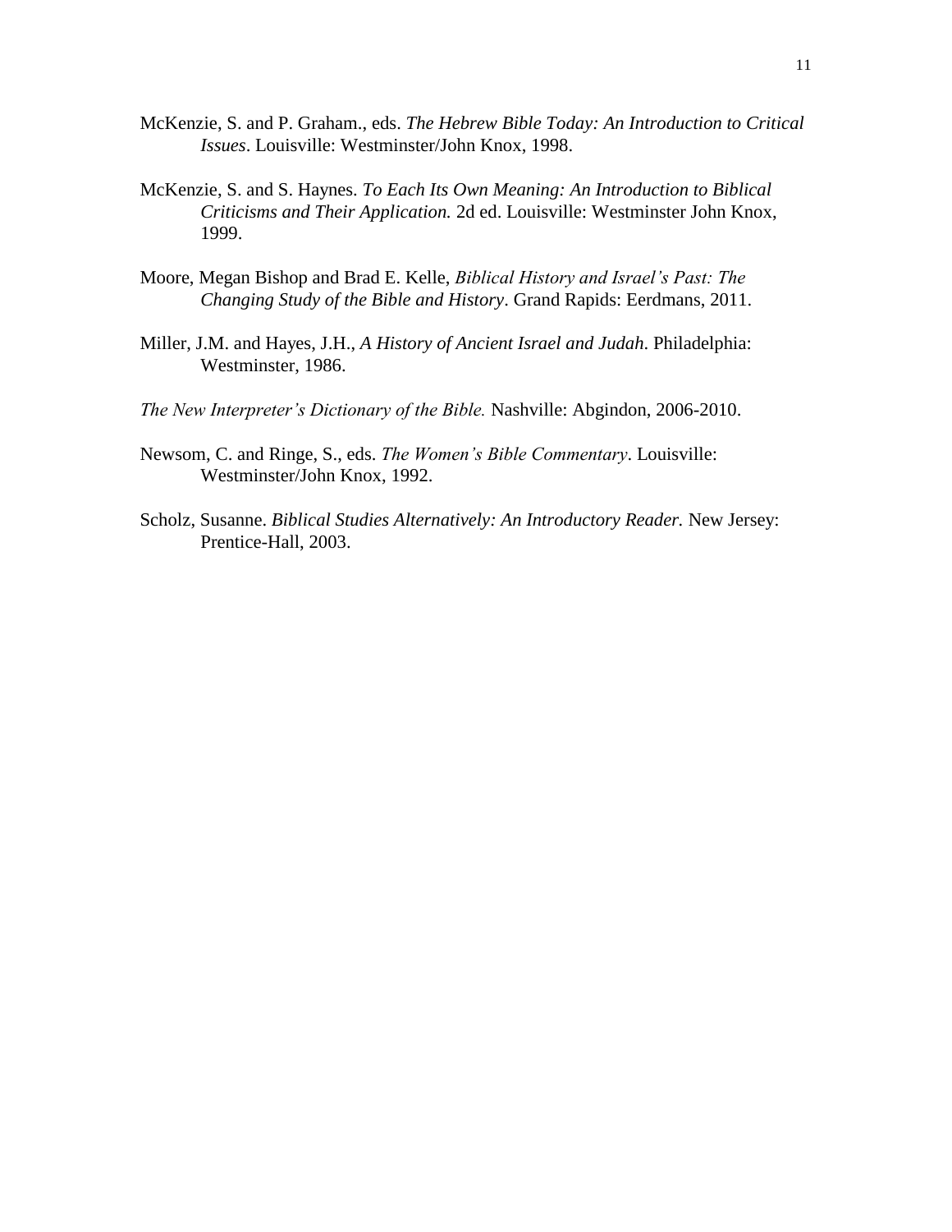McKenzie, S. and P. Graham., eds. *The Hebrew Bible Today: An Introduction to Critical Issues*. Louisville: Westminster/John Knox, 1998.

McKenzie, S. and S. Haynes. *To Each Its Own Meaning: An Introduction to Biblical Criticisms and Their Application.* 2d ed. Louisville: Westminster John Knox, 1999.

Moore, Megan Bishop and Brad E. Kelle, *Biblical History and Israel's Past: The Changing Study of the Bible and History*. Grand Rapids: Eerdmans, 2011.

Miller, J.M. and Hayes, J.H., *A History of Ancient Israel and Judah*. Philadelphia: Westminster, 1986.

*The New Interpreter's Dictionary of the Bible.* Nashville: Abgindon, 2006-2010.

Newsom, C. and Ringe, S., eds. *The Women's Bible Commentary*. Louisville: Westminster/John Knox, 1992.

Scholz, Susanne. *Biblical Studies Alternatively: An Introductory Reader.* New Jersey: Prentice-Hall, 2003.